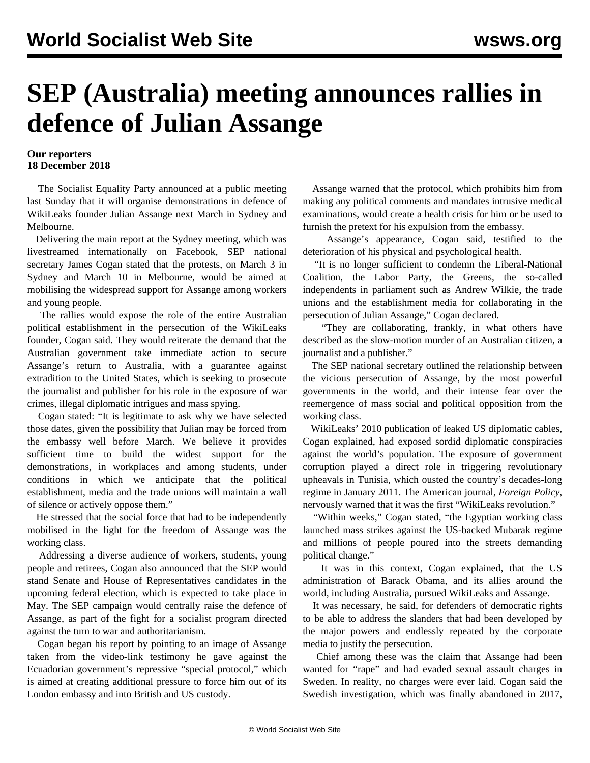# SEP (Australia) meeting announces rallies in defence of Julian Assange

**Our reporters**
**18 December 2018**

The Socialist Equality Party announced at a public meeting last Sunday that it will organise demonstrations in defence of WikiLeaks founder Julian Assange next March in Sydney and Melbourne.

Delivering the main report at the Sydney meeting, which was livestreamed internationally on Facebook, SEP national secretary James Cogan stated that the protests, on March 3 in Sydney and March 10 in Melbourne, would be aimed at mobilising the widespread support for Assange among workers and young people.

The rallies would expose the role of the entire Australian political establishment in the persecution of the WikiLeaks founder, Cogan said. They would reiterate the demand that the Australian government take immediate action to secure Assange's return to Australia, with a guarantee against extradition to the United States, which is seeking to prosecute the journalist and publisher for his role in the exposure of war crimes, illegal diplomatic intrigues and mass spying.

Cogan stated: "It is legitimate to ask why we have selected those dates, given the possibility that Julian may be forced from the embassy well before March. We believe it provides sufficient time to build the widest support for the demonstrations, in workplaces and among students, under conditions in which we anticipate that the political establishment, media and the trade unions will maintain a wall of silence or actively oppose them."

He stressed that the social force that had to be independently mobilised in the fight for the freedom of Assange was the working class.

Addressing a diverse audience of workers, students, young people and retirees, Cogan also announced that the SEP would stand Senate and House of Representatives candidates in the upcoming federal election, which is expected to take place in May. The SEP campaign would centrally raise the defence of Assange, as part of the fight for a socialist program directed against the turn to war and authoritarianism.

Cogan began his report by pointing to an image of Assange taken from the video-link testimony he gave against the Ecuadorian government's repressive "special protocol," which is aimed at creating additional pressure to force him out of its London embassy and into British and US custody.

Assange warned that the protocol, which prohibits him from making any political comments and mandates intrusive medical examinations, would create a health crisis for him or be used to furnish the pretext for his expulsion from the embassy.

Assange's appearance, Cogan said, testified to the deterioration of his physical and psychological health.

"It is no longer sufficient to condemn the Liberal-National Coalition, the Labor Party, the Greens, the so-called independents in parliament such as Andrew Wilkie, the trade unions and the establishment media for collaborating in the persecution of Julian Assange," Cogan declared.

"They are collaborating, frankly, in what others have described as the slow-motion murder of an Australian citizen, a journalist and a publisher."

The SEP national secretary outlined the relationship between the vicious persecution of Assange, by the most powerful governments in the world, and their intense fear over the reemergence of mass social and political opposition from the working class.

WikiLeaks' 2010 publication of leaked US diplomatic cables, Cogan explained, had exposed sordid diplomatic conspiracies against the world's population. The exposure of government corruption played a direct role in triggering revolutionary upheavals in Tunisia, which ousted the country's decades-long regime in January 2011. The American journal, *Foreign Policy*, nervously warned that it was the first "WikiLeaks revolution."

"Within weeks," Cogan stated, "the Egyptian working class launched mass strikes against the US-backed Mubarak regime and millions of people poured into the streets demanding political change."

It was in this context, Cogan explained, that the US administration of Barack Obama, and its allies around the world, including Australia, pursued WikiLeaks and Assange.

It was necessary, he said, for defenders of democratic rights to be able to address the slanders that had been developed by the major powers and endlessly repeated by the corporate media to justify the persecution.

Chief among these was the claim that Assange had been wanted for "rape" and had evaded sexual assault charges in Sweden. In reality, no charges were ever laid. Cogan said the Swedish investigation, which was finally abandoned in 2017,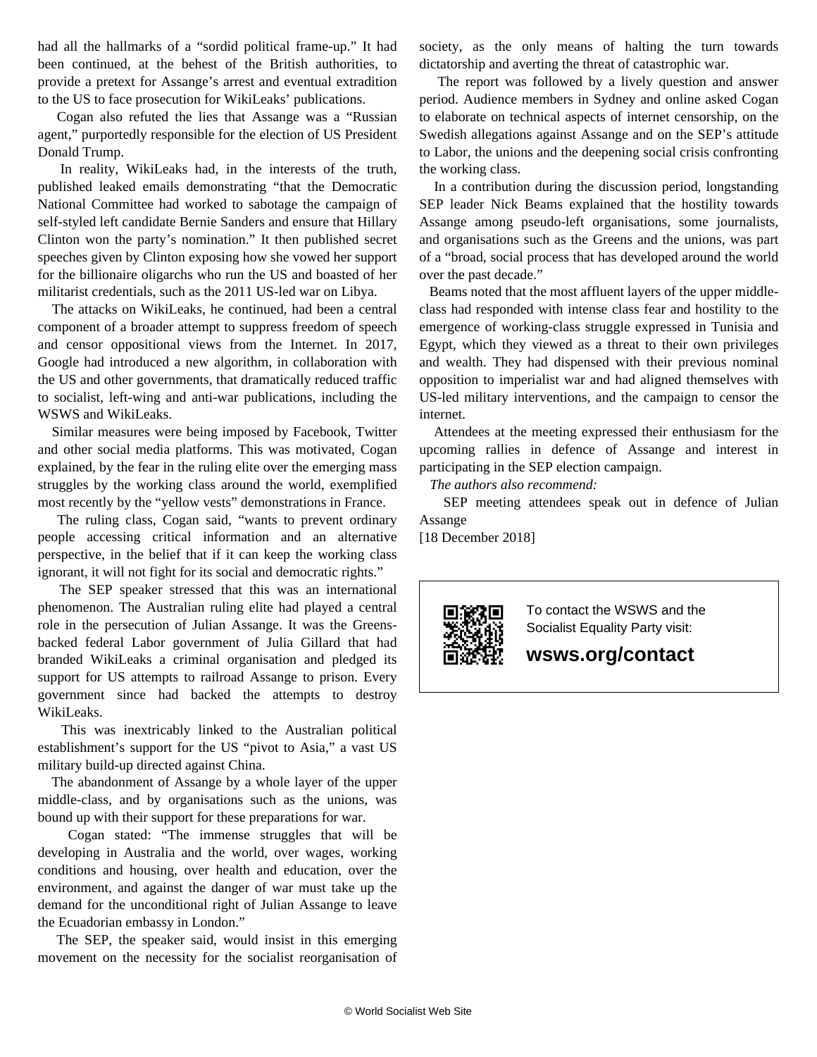had all the hallmarks of a "sordid political frame-up." It had been continued, at the behest of the British authorities, to provide a pretext for Assange's arrest and eventual extradition to the US to face prosecution for WikiLeaks' publications.

Cogan also refuted the lies that Assange was a "Russian agent," purportedly responsible for the election of US President Donald Trump.

In reality, WikiLeaks had, in the interests of the truth, published leaked emails demonstrating "that the Democratic National Committee had worked to sabotage the campaign of self-styled left candidate Bernie Sanders and ensure that Hillary Clinton won the party's nomination." It then published secret speeches given by Clinton exposing how she vowed her support for the billionaire oligarchs who run the US and boasted of her militarist credentials, such as the 2011 US-led war on Libya.

The attacks on WikiLeaks, he continued, had been a central component of a broader attempt to suppress freedom of speech and censor oppositional views from the Internet. In 2017, Google had introduced a new algorithm, in collaboration with the US and other governments, that dramatically reduced traffic to socialist, left-wing and anti-war publications, including the WSWS and WikiLeaks.

Similar measures were being imposed by Facebook, Twitter and other social media platforms. This was motivated, Cogan explained, by the fear in the ruling elite over the emerging mass struggles by the working class around the world, exemplified most recently by the "yellow vests" demonstrations in France.

The ruling class, Cogan said, "wants to prevent ordinary people accessing critical information and an alternative perspective, in the belief that if it can keep the working class ignorant, it will not fight for its social and democratic rights."

The SEP speaker stressed that this was an international phenomenon. The Australian ruling elite had played a central role in the persecution of Julian Assange. It was the Greens-backed federal Labor government of Julia Gillard that had branded WikiLeaks a criminal organisation and pledged its support for US attempts to railroad Assange to prison. Every government since had backed the attempts to destroy WikiLeaks.

This was inextricably linked to the Australian political establishment's support for the US "pivot to Asia," a vast US military build-up directed against China.

The abandonment of Assange by a whole layer of the upper middle-class, and by organisations such as the unions, was bound up with their support for these preparations for war.

Cogan stated: "The immense struggles that will be developing in Australia and the world, over wages, working conditions and housing, over health and education, over the environment, and against the danger of war must take up the demand for the unconditional right of Julian Assange to leave the Ecuadorian embassy in London."

The SEP, the speaker said, would insist in this emerging movement on the necessity for the socialist reorganisation of society, as the only means of halting the turn towards dictatorship and averting the threat of catastrophic war.

The report was followed by a lively question and answer period. Audience members in Sydney and online asked Cogan to elaborate on technical aspects of internet censorship, on the Swedish allegations against Assange and on the SEP's attitude to Labor, the unions and the deepening social crisis confronting the working class.

In a contribution during the discussion period, longstanding SEP leader Nick Beams explained that the hostility towards Assange among pseudo-left organisations, some journalists, and organisations such as the Greens and the unions, was part of a "broad, social process that has developed around the world over the past decade."

Beams noted that the most affluent layers of the upper middle-class had responded with intense class fear and hostility to the emergence of working-class struggle expressed in Tunisia and Egypt, which they viewed as a threat to their own privileges and wealth. They had dispensed with their previous nominal opposition to imperialist war and had aligned themselves with US-led military interventions, and the campaign to censor the internet.

Attendees at the meeting expressed their enthusiasm for the upcoming rallies in defence of Assange and interest in participating in the SEP election campaign.

*The authors also recommend:*

SEP meeting attendees speak out in defence of Julian Assange
[18 December 2018]

To contact the WSWS and the Socialist Equality Party visit:

**wsws.org/contact**